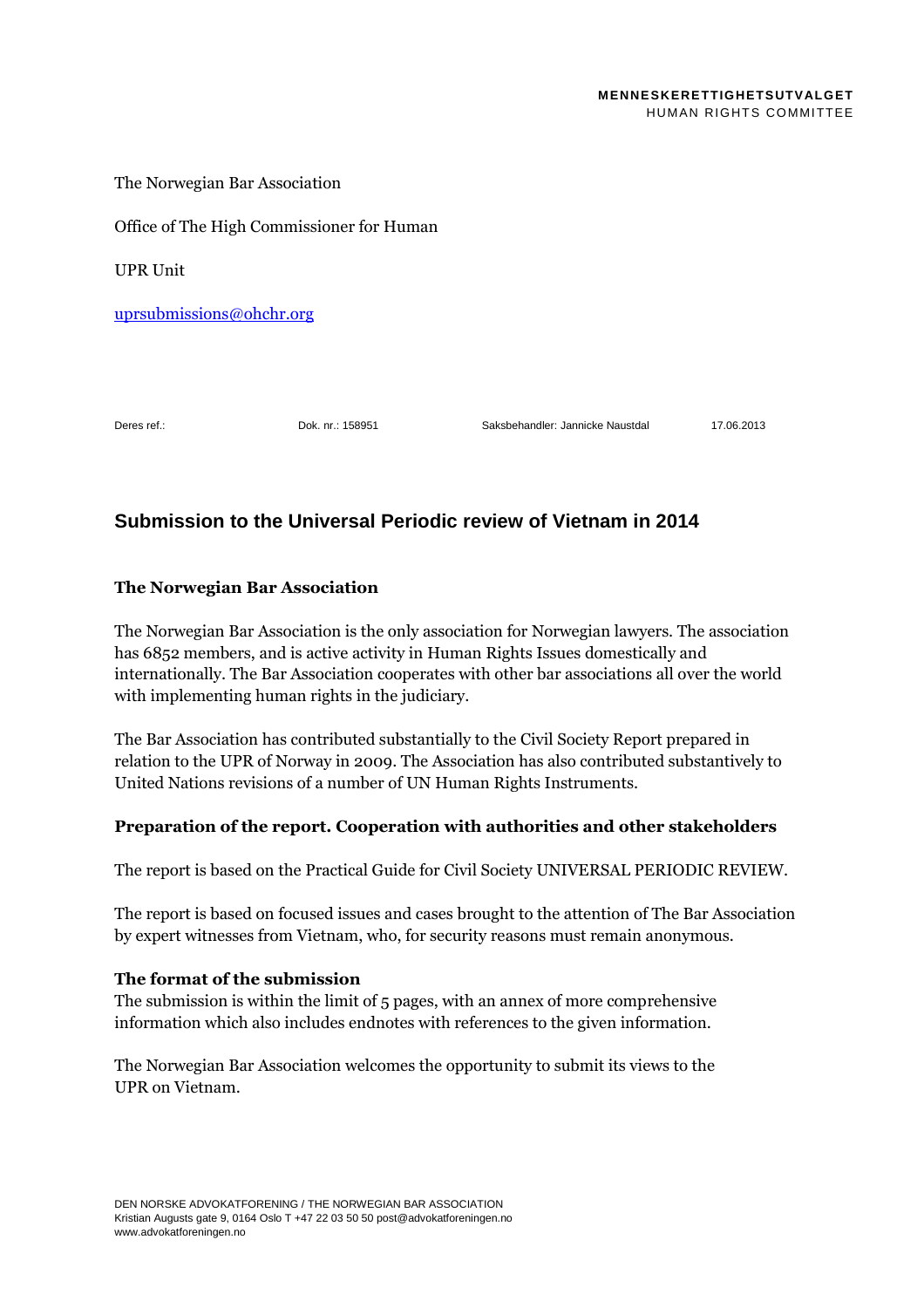**MENNESKERETTIGHETSUTVALGET**
HUMAN RIGHTS COMMITTEE

The Norwegian Bar Association

Office of The High Commissioner for Human

UPR Unit

uprsubmissions@ohchr.org

Deres ref.: Dok. nr.: 158951 Saksbehandler: Jannicke Naustdal 17.06.2013

## Submission to the Universal Periodic review of Vietnam in 2014

### The Norwegian Bar Association

The Norwegian Bar Association is the only association for Norwegian lawyers. The association has 6852 members, and is active activity in Human Rights Issues domestically and internationally. The Bar Association cooperates with other bar associations all over the world with implementing human rights in the judiciary.

The Bar Association has contributed substantially to the Civil Society Report prepared in relation to the UPR of Norway in 2009. The Association has also contributed substantively to United Nations revisions of a number of UN Human Rights Instruments.

### Preparation of the report. Cooperation with authorities and other stakeholders

The report is based on the Practical Guide for Civil Society UNIVERSAL PERIODIC REVIEW.

The report is based on focused issues and cases brought to the attention of The Bar Association by expert witnesses from Vietnam, who, for security reasons must remain anonymous.

### The format of the submission

The submission is within the limit of 5 pages, with an annex of more comprehensive information which also includes endnotes with references to the given information.

The Norwegian Bar Association welcomes the opportunity to submit its views to the UPR on Vietnam.

DEN NORSKE ADVOKATFORENING / THE NORWEGIAN BAR ASSOCIATION
Kristian Augusts gate 9, 0164 Oslo T +47 22 03 50 50 post@advokatforeningen.no
www.advokatforeningen.no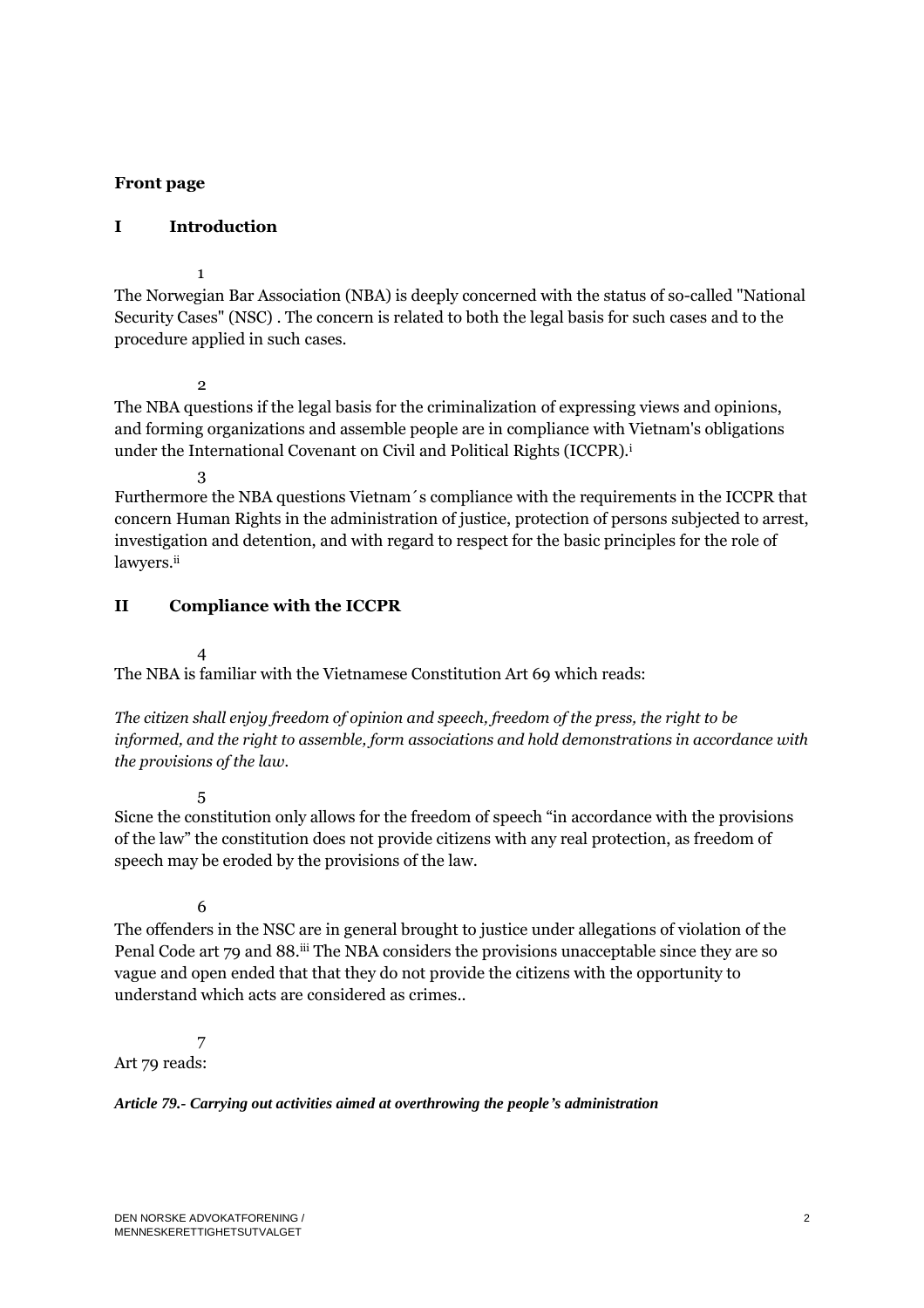**Front page**

## I Introduction

1

The Norwegian Bar Association (NBA) is deeply concerned with the status of so-called "National Security Cases" (NSC) . The concern is related to both the legal basis for such cases and to the procedure applied in such cases.

2

The NBA questions if the legal basis for the criminalization of expressing views and opinions, and forming organizations and assemble people are in compliance with Vietnam's obligations under the International Covenant on Civil and Political Rights (ICCPR).[i]

3

Furthermore the NBA questions Vietnam´s compliance with the requirements in the ICCPR that concern Human Rights in the administration of justice, protection of persons subjected to arrest, investigation and detention, and with regard to respect for the basic principles for the role of lawyers.[ii]

## II Compliance with the ICCPR

4

The NBA is familiar with the Vietnamese Constitution Art 69 which reads:

*The citizen shall enjoy freedom of opinion and speech, freedom of the press, the right to be informed, and the right to assemble, form associations and hold demonstrations in accordance with the provisions of the law.*

5

Sicne the constitution only allows for the freedom of speech “in accordance with the provisions of the law” the constitution does not provide citizens with any real protection, as freedom of speech may be eroded by the provisions of the law.

6

The offenders in the NSC are in general brought to justice under allegations of violation of the Penal Code art 79 and 88.[iii] The NBA considers the provisions unacceptable since they are so vague and open ended that that they do not provide the citizens with the opportunity to understand which acts are considered as crimes..

7

Art 79 reads:

***Article 79.- Carrying out activities aimed at overthrowing the people’s administration***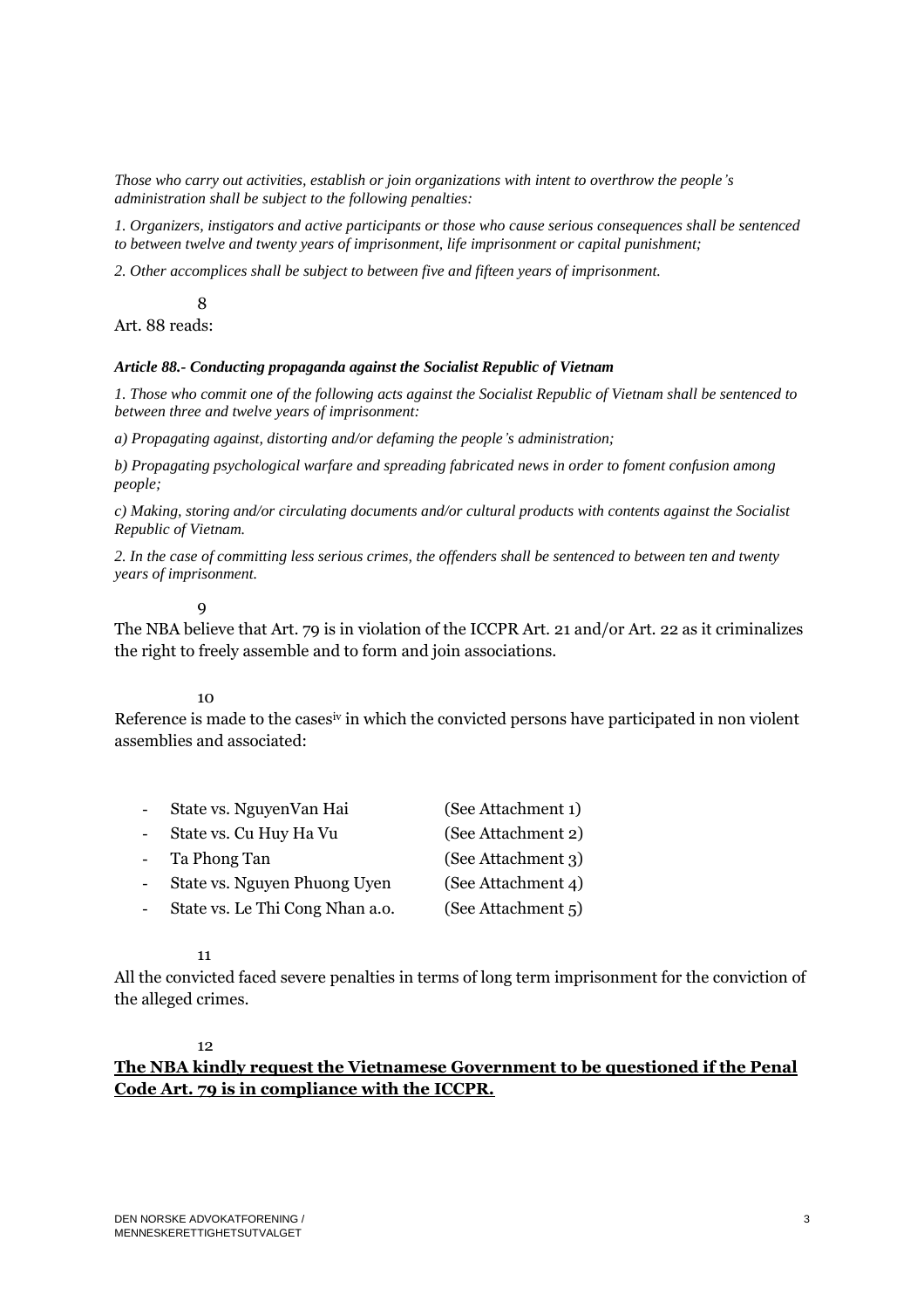*Those who carry out activities, establish or join organizations with intent to overthrow the people's administration shall be subject to the following penalties:*

*1. Organizers, instigators and active participants or those who cause serious consequences shall be sentenced to between twelve and twenty years of imprisonment, life imprisonment or capital punishment;*

*2. Other accomplices shall be subject to between five and fifteen years of imprisonment.*

8

Art. 88 reads:

***Article 88.- Conducting propaganda against the Socialist Republic of Vietnam***

*1. Those who commit one of the following acts against the Socialist Republic of Vietnam shall be sentenced to between three and twelve years of imprisonment:*

*a) Propagating against, distorting and/or defaming the people's administration;*

*b) Propagating psychological warfare and spreading fabricated news in order to foment confusion among people;*

*c) Making, storing and/or circulating documents and/or cultural products with contents against the Socialist Republic of Vietnam.*

*2. In the case of committing less serious crimes, the offenders shall be sentenced to between ten and twenty years of imprisonment.*

9

The NBA believe that Art. 79 is in violation of the ICCPR Art. 21 and/or Art. 22 as it criminalizes the right to freely assemble and to form and join associations.

10

Reference is made to the cases[iv] in which the convicted persons have participated in non violent assemblies and associated:

- State vs. NguyenVan Hai (See Attachment 1)
- State vs. Cu Huy Ha Vu (See Attachment 2)
- Ta Phong Tan (See Attachment 3)
- State vs. Nguyen Phuong Uyen (See Attachment 4)
- State vs. Le Thi Cong Nhan a.o. (See Attachment 5)

11

All the convicted faced severe penalties in terms of long term imprisonment for the conviction of the alleged crimes.

12

**The NBA kindly request the Vietnamese Government to be questioned if the Penal Code Art. 79 is in compliance with the ICCPR.**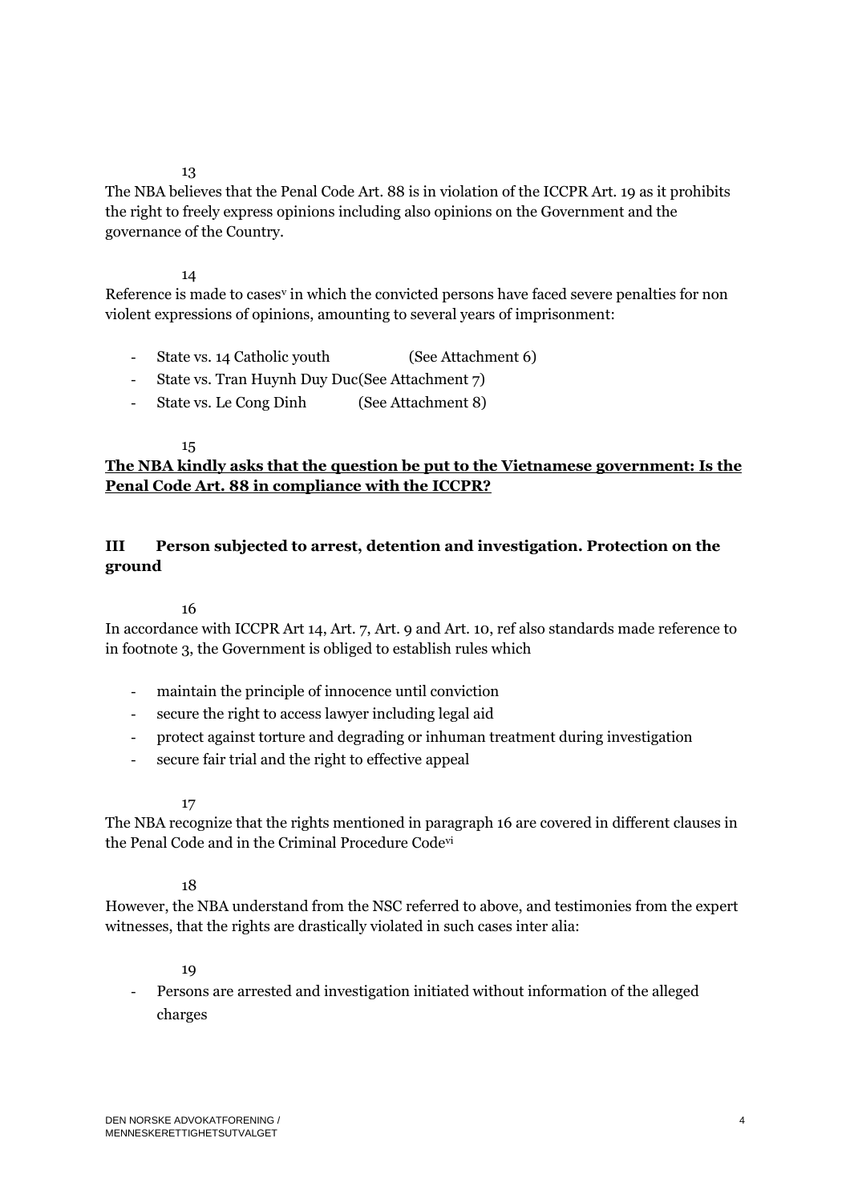13

The NBA believes that the Penal Code Art. 88 is in violation of the ICCPR Art. 19 as it prohibits the right to freely express opinions including also opinions on the Government and the governance of the Country.

14

Reference is made to cases[v] in which the convicted persons have faced severe penalties for non violent expressions of opinions, amounting to several years of imprisonment:

- State vs. 14 Catholic youth (See Attachment 6)
- State vs. Tran Huynh Duy Duc(See Attachment 7)
- State vs. Le Cong Dinh (See Attachment 8)

15

<u>**The NBA kindly asks that the question be put to the Vietnamese government: Is the Penal Code Art. 88 in compliance with the ICCPR?**</u>

## III Person subjected to arrest, detention and investigation. Protection on the ground

16

In accordance with ICCPR Art 14, Art. 7, Art. 9 and Art. 10, ref also standards made reference to in footnote 3, the Government is obliged to establish rules which

- maintain the principle of innocence until conviction
- secure the right to access lawyer including legal aid
- protect against torture and degrading or inhuman treatment during investigation
- secure fair trial and the right to effective appeal

17

The NBA recognize that the rights mentioned in paragraph 16 are covered in different clauses in the Penal Code and in the Criminal Procedure Code[vi]

18

However, the NBA understand from the NSC referred to above, and testimonies from the expert witnesses, that the rights are drastically violated in such cases inter alia:

19

- Persons are arrested and investigation initiated without information of the alleged charges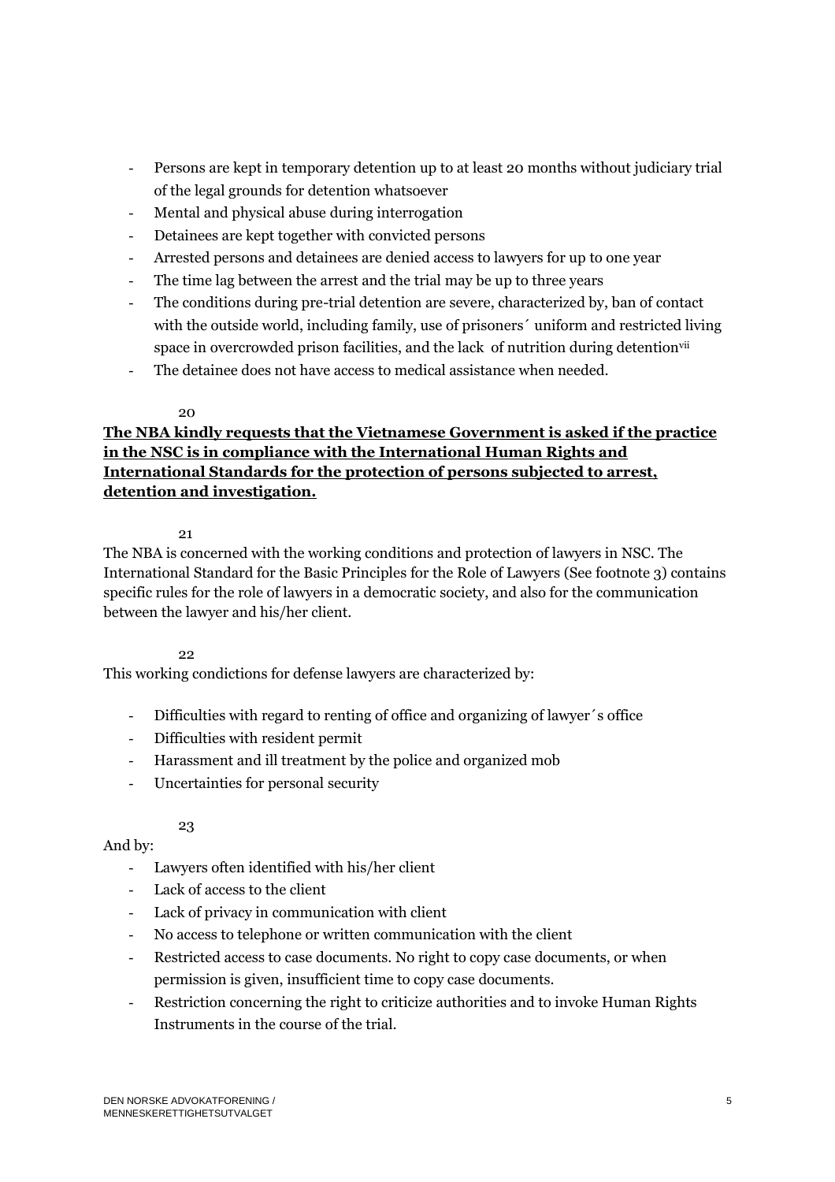- Persons are kept in temporary detention up to at least 20 months without judiciary trial of the legal grounds for detention whatsoever
- Mental and physical abuse during interrogation
- Detainees are kept together with convicted persons
- Arrested persons and detainees are denied access to lawyers for up to one year
- The time lag between the arrest and the trial may be up to three years
- The conditions during pre-trial detention are severe, characterized by, ban of contact with the outside world, including family, use of prisoners´ uniform and restricted living space in overcrowded prison facilities, and the lack of nutrition during detention[vii]
- The detainee does not have access to medical assistance when needed.

20

**The NBA kindly requests that the Vietnamese Government is asked if the practice in the NSC is in compliance with the International Human Rights and International Standards for the protection of persons subjected to arrest, detention and investigation.**

21

The NBA is concerned with the working conditions and protection of lawyers in NSC. The International Standard for the Basic Principles for the Role of Lawyers (See footnote 3) contains specific rules for the role of lawyers in a democratic society, and also for the communication between the lawyer and his/her client.

22

This working condictions for defense lawyers are characterized by:

- Difficulties with regard to renting of office and organizing of lawyer´s office
- Difficulties with resident permit
- Harassment and ill treatment by the police and organized mob
- Uncertainties for personal security

23

And by:

- Lawyers often identified with his/her client
- Lack of access to the client
- Lack of privacy in communication with client
- No access to telephone or written communication with the client
- Restricted access to case documents. No right to copy case documents, or when permission is given, insufficient time to copy case documents.
- Restriction concerning the right to criticize authorities and to invoke Human Rights Instruments in the course of the trial.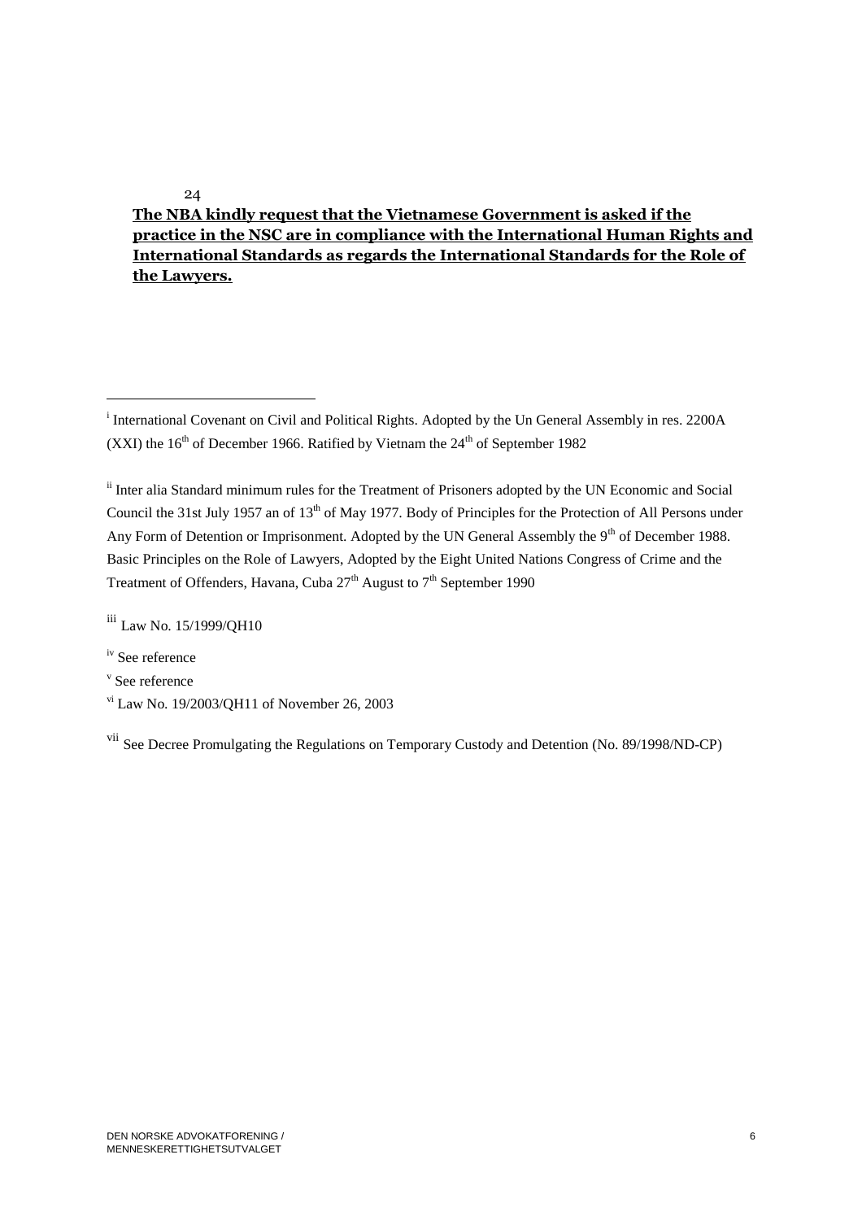24

**The NBA kindly request that the Vietnamese Government is asked if the practice in the NSC are in compliance with the International Human Rights and International Standards as regards the International Standards for the Role of the Lawyers.**

---

[i] International Covenant on Civil and Political Rights. Adopted by the Un General Assembly in res. 2200A (XXI) the 16th of December 1966. Ratified by Vietnam the 24th of September 1982

[ii] Inter alia Standard minimum rules for the Treatment of Prisoners adopted by the UN Economic and Social Council the 31st July 1957 an of 13th of May 1977. Body of Principles for the Protection of All Persons under Any Form of Detention or Imprisonment. Adopted by the UN General Assembly the 9th of December 1988. Basic Principles on the Role of Lawyers, Adopted by the Eight United Nations Congress of Crime and the Treatment of Offenders, Havana, Cuba 27th August to 7th September 1990

[iii] Law No. 15/1999/QH10

[iv] See reference

[v] See reference

[vi] Law No. 19/2003/QH11 of November 26, 2003

[vii] See Decree Promulgating the Regulations on Temporary Custody and Detention (No. 89/1998/ND-CP)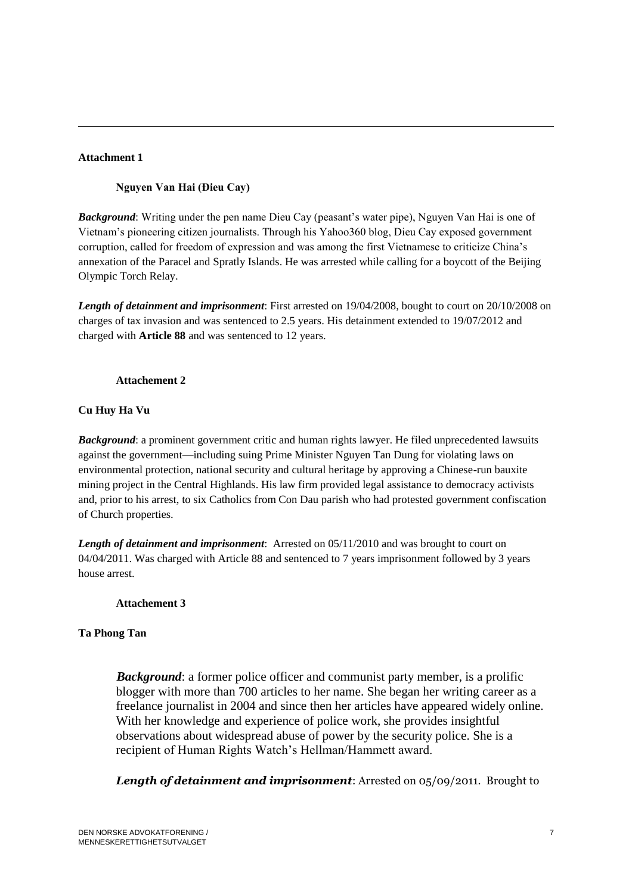**Attachment 1**

**Nguyen Van Hai (Điеu Cay)**

***Background***: Writing under the pen name Dieu Cay (peasant's water pipe), Nguyen Van Hai is one of Vietnam's pioneering citizen journalists. Through his Yahoo360 blog, Dieu Cay exposed government corruption, called for freedom of expression and was among the first Vietnamese to criticize China's annexation of the Paracel and Spratly Islands. He was arrested while calling for a boycott of the Beijing Olympic Torch Relay.

***Length of detainment and imprisonment***: First arrested on 19/04/2008, bought to court on 20/10/2008 on charges of tax invasion and was sentenced to 2.5 years. His detainment extended to 19/07/2012 and charged with **Article 88** and was sentenced to 12 years.

**Attachement 2**

**Cu Huy Ha Vu**

***Background***: a prominent government critic and human rights lawyer. He filed unprecedented lawsuits against the government—including suing Prime Minister Nguyen Tan Dung for violating laws on environmental protection, national security and cultural heritage by approving a Chinese-run bauxite mining project in the Central Highlands. His law firm provided legal assistance to democracy activists and, prior to his arrest, to six Catholics from Con Dau parish who had protested government confiscation of Church properties.

***Length of detainment and imprisonment***: Arrested on 05/11/2010 and was brought to court on 04/04/2011. Was charged with Article 88 and sentenced to 7 years imprisonment followed by 3 years house arrest.

**Attachement 3**

**Ta Phong Tan**

***Background***: a former police officer and communist party member, is a prolific blogger with more than 700 articles to her name. She began her writing career as a freelance journalist in 2004 and since then her articles have appeared widely online. With her knowledge and experience of police work, she provides insightful observations about widespread abuse of power by the security police. She is a recipient of Human Rights Watch's Hellman/Hammett award.

***Length of detainment and imprisonment***: Arrested on 05/09/2011. Brought to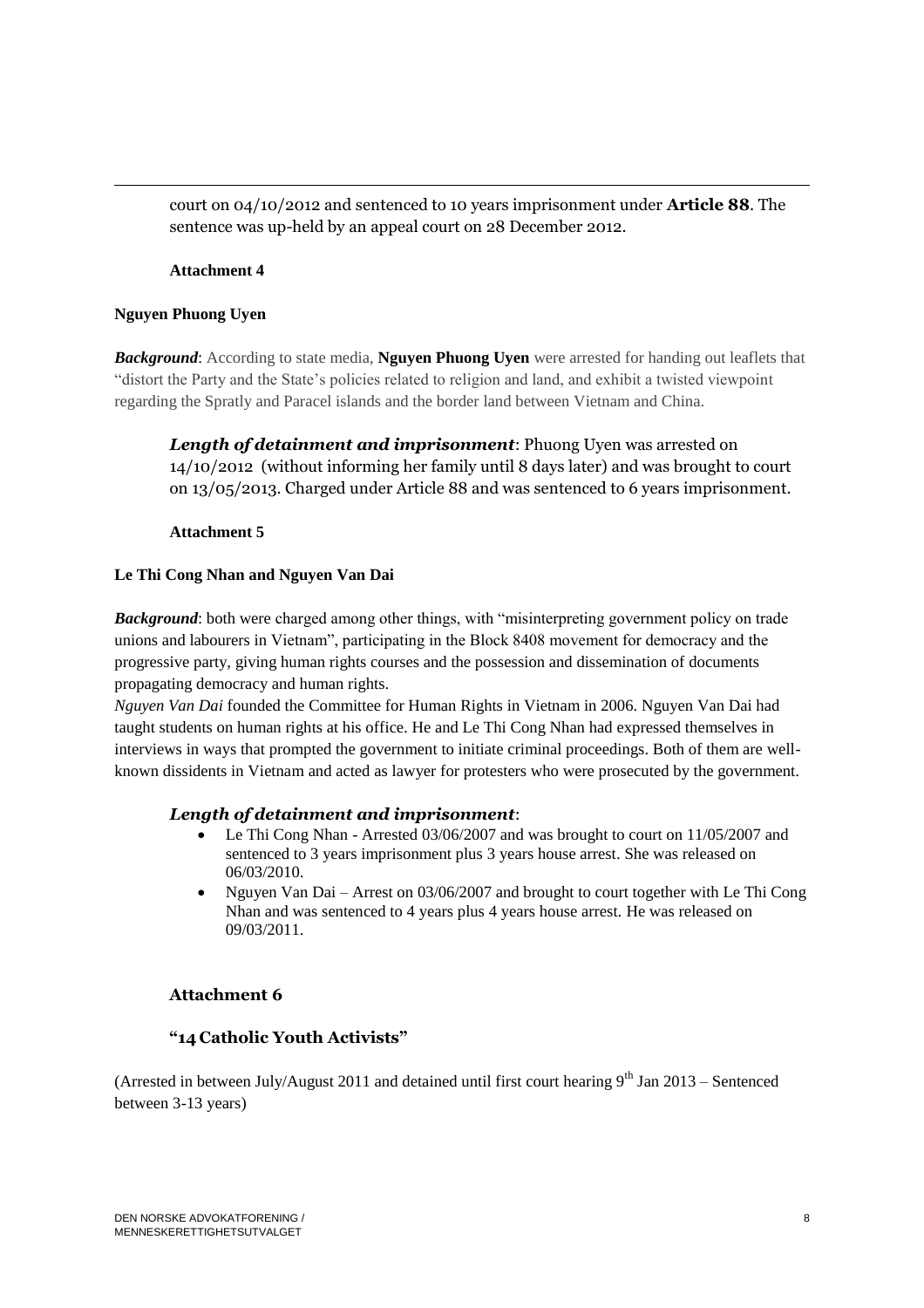court on 04/10/2012 and sentenced to 10 years imprisonment under **Article 88**. The sentence was up-held by an appeal court on 28 December 2012.

**Attachment 4**

**Nguyen Phuong Uyen**

***Background***: According to state media, **Nguyen Phuong Uyen** were arrested for handing out leaflets that "distort the Party and the State's policies related to religion and land, and exhibit a twisted viewpoint regarding the Spratly and Paracel islands and the border land between Vietnam and China.

***Length of detainment and imprisonment***: Phuong Uyen was arrested on 14/10/2012 (without informing her family until 8 days later) and was brought to court on 13/05/2013. Charged under Article 88 and was sentenced to 6 years imprisonment.

**Attachment 5**

**Le Thi Cong Nhan and Nguyen Van Dai**

***Background***: both were charged among other things, with "misinterpreting government policy on trade unions and labourers in Vietnam", participating in the Block 8408 movement for democracy and the progressive party, giving human rights courses and the possession and dissemination of documents propagating democracy and human rights.

*Nguyen Van Dai* founded the Committee for Human Rights in Vietnam in 2006. Nguyen Van Dai had taught students on human rights at his office. He and Le Thi Cong Nhan had expressed themselves in interviews in ways that prompted the government to initiate criminal proceedings. Both of them are well-known dissidents in Vietnam and acted as lawyer for protesters who were prosecuted by the government.

***Length of detainment and imprisonment***:

- Le Thi Cong Nhan - Arrested 03/06/2007 and was brought to court on 11/05/2007 and sentenced to 3 years imprisonment plus 3 years house arrest. She was released on 06/03/2010.
- Nguyen Van Dai – Arrest on 03/06/2007 and brought to court together with Le Thi Cong Nhan and was sentenced to 4 years plus 4 years house arrest. He was released on 09/03/2011.

**Attachment 6**

**"14 Catholic Youth Activists"**

(Arrested in between July/August 2011 and detained until first court hearing 9th Jan 2013 – Sentenced between 3-13 years)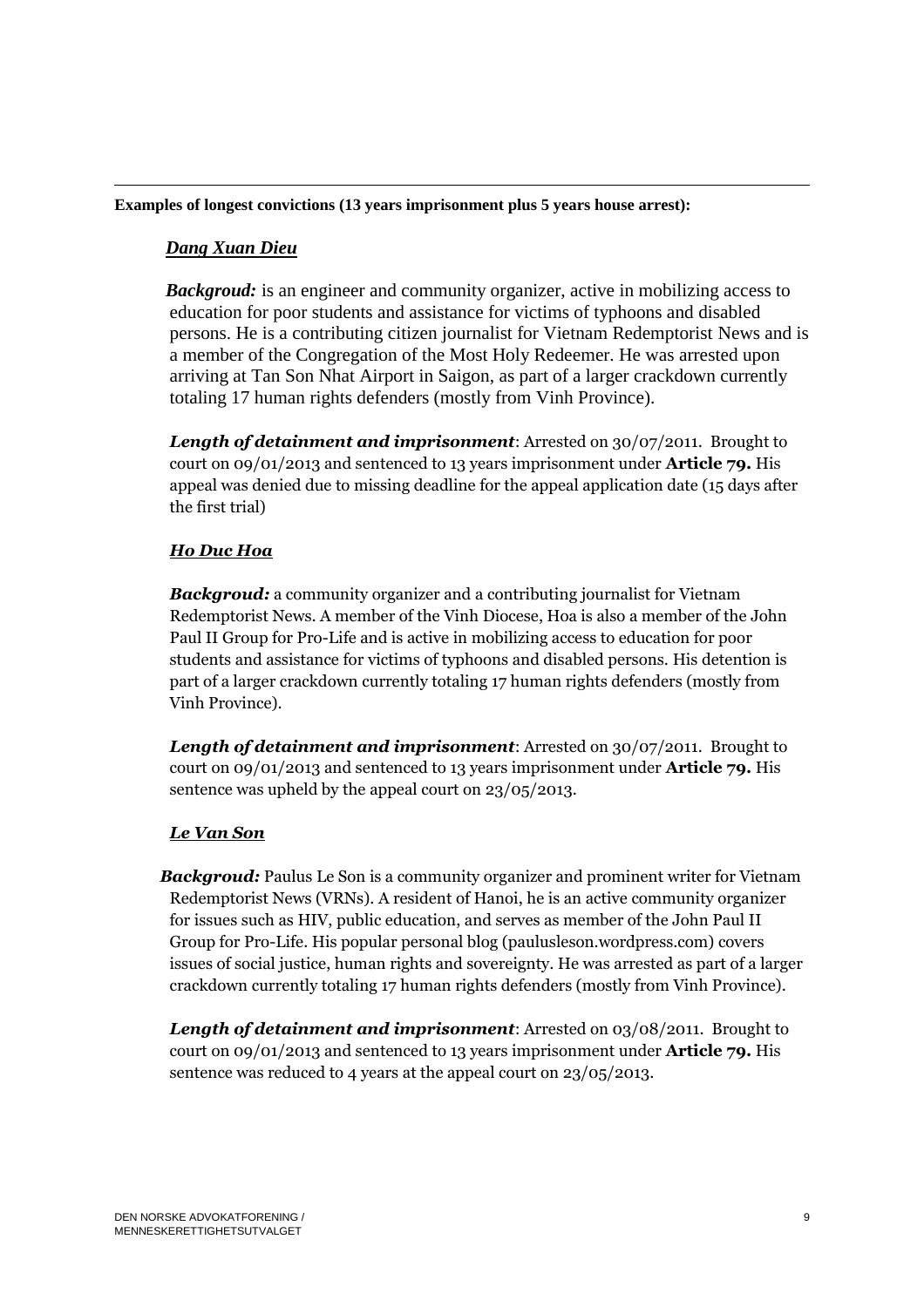**Examples of longest convictions (13 years imprisonment plus 5 years house arrest):**

***Dang Xuan Dieu***

***Backgroud:*** is an engineer and community organizer, active in mobilizing access to education for poor students and assistance for victims of typhoons and disabled persons. He is a contributing citizen journalist for Vietnam Redemptorist News and is a member of the Congregation of the Most Holy Redeemer. He was arrested upon arriving at Tan Son Nhat Airport in Saigon, as part of a larger crackdown currently totaling 17 human rights defenders (mostly from Vinh Province).

***Length of detainment and imprisonment***: Arrested on 30/07/2011. Brought to court on 09/01/2013 and sentenced to 13 years imprisonment under **Article 79.** His appeal was denied due to missing deadline for the appeal application date (15 days after the first trial)

***Ho Duc Hoa***

***Backgroud:*** a community organizer and a contributing journalist for Vietnam Redemptorist News. A member of the Vinh Diocese, Hoa is also a member of the John Paul II Group for Pro-Life and is active in mobilizing access to education for poor students and assistance for victims of typhoons and disabled persons. His detention is part of a larger crackdown currently totaling 17 human rights defenders (mostly from Vinh Province).

***Length of detainment and imprisonment***: Arrested on 30/07/2011. Brought to court on 09/01/2013 and sentenced to 13 years imprisonment under **Article 79.** His sentence was upheld by the appeal court on 23/05/2013.

***Le Van Son***

***Backgroud:*** Paulus Le Son is a community organizer and prominent writer for Vietnam Redemptorist News (VRNs). A resident of Hanoi, he is an active community organizer for issues such as HIV, public education, and serves as member of the John Paul II Group for Pro-Life. His popular personal blog (paulusleson.wordpress.com) covers issues of social justice, human rights and sovereignty. He was arrested as part of a larger crackdown currently totaling 17 human rights defenders (mostly from Vinh Province).

***Length of detainment and imprisonment***: Arrested on 03/08/2011. Brought to court on 09/01/2013 and sentenced to 13 years imprisonment under **Article 79.** His sentence was reduced to 4 years at the appeal court on 23/05/2013.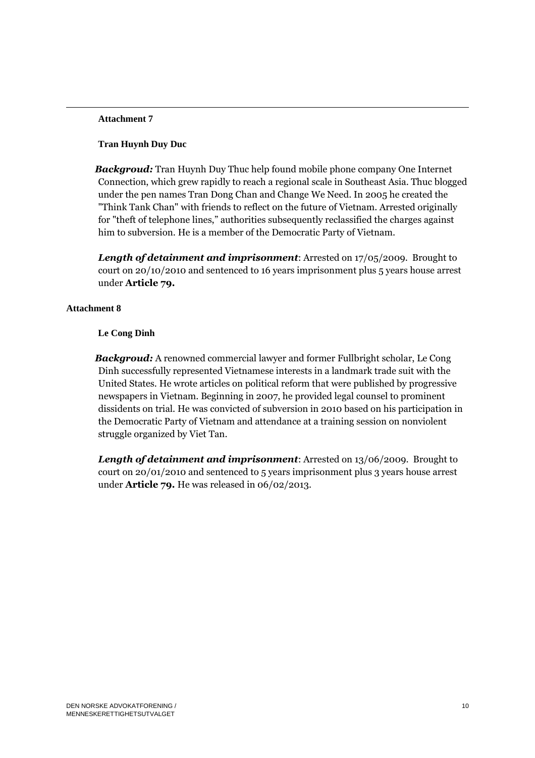**Attachment 7**

**Tran Huynh Duy Duc**

***Backgroud:*** Tran Huynh Duy Thuc help found mobile phone company One Internet Connection, which grew rapidly to reach a regional scale in Southeast Asia. Thuc blogged under the pen names Tran Dong Chan and Change We Need. In 2005 he created the "Think Tank Chan" with friends to reflect on the future of Vietnam. Arrested originally for "theft of telephone lines," authorities subsequently reclassified the charges against him to subversion. He is a member of the Democratic Party of Vietnam.

***Length of detainment and imprisonment***: Arrested on 17/05/2009. Brought to court on 20/10/2010 and sentenced to 16 years imprisonment plus 5 years house arrest under **Article 79.**

**Attachment 8**

**Le Cong Dinh**

***Backgroud:*** A renowned commercial lawyer and former Fullbright scholar, Le Cong Dinh successfully represented Vietnamese interests in a landmark trade suit with the United States. He wrote articles on political reform that were published by progressive newspapers in Vietnam. Beginning in 2007, he provided legal counsel to prominent dissidents on trial. He was convicted of subversion in 2010 based on his participation in the Democratic Party of Vietnam and attendance at a training session on nonviolent struggle organized by Viet Tan.

***Length of detainment and imprisonment***: Arrested on 13/06/2009. Brought to court on 20/01/2010 and sentenced to 5 years imprisonment plus 3 years house arrest under **Article 79.** He was released in 06/02/2013.